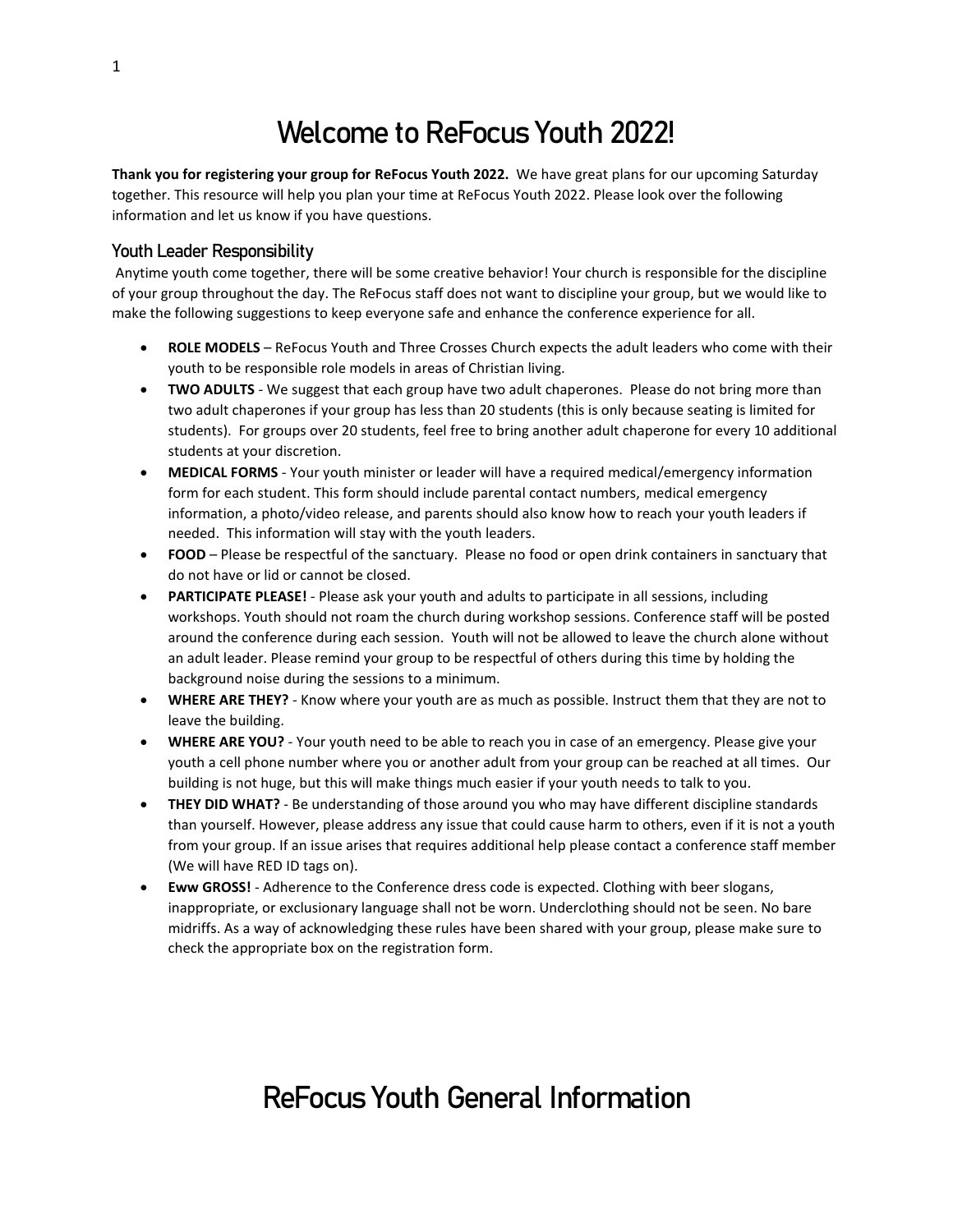# Welcome to ReFocus Youth 2022!

**Thank you for registering your group for ReFocus Youth 2022.** We have great plans for our upcoming Saturday together. This resource will help you plan your time at ReFocus Youth 2022. Please look over the following information and let us know if you have questions.

## Youth Leader Responsibility

Anytime youth come together, there will be some creative behavior! Your church is responsible for the discipline of your group throughout the day. The ReFocus staff does not want to discipline your group, but we would like to make the following suggestions to keep everyone safe and enhance the conference experience for all.

- **ROLE MODELS** – ReFocus Youth and Three Crosses Church expects the adult leaders who come with their youth to be responsible role models in areas of Christian living.
- **TWO ADULTS** - We suggest that each group have two adult chaperones. Please do not bring more than two adult chaperones if your group has less than 20 students (this is only because seating is limited for students). For groups over 20 students, feel free to bring another adult chaperone for every 10 additional students at your discretion.
- **MEDICAL FORMS** - Your youth minister or leader will have a required medical/emergency information form for each student. This form should include parental contact numbers, medical emergency information, a photo/video release, and parents should also know how to reach your youth leaders if needed. This information will stay with the youth leaders.
- **FOOD** – Please be respectful of the sanctuary. Please no food or open drink containers in sanctuary that do not have or lid or cannot be closed.
- **PARTICIPATE PLEASE!** - Please ask your youth and adults to participate in all sessions, including workshops. Youth should not roam the church during workshop sessions. Conference staff will be posted around the conference during each session. Youth will not be allowed to leave the church alone without an adult leader. Please remind your group to be respectful of others during this time by holding the background noise during the sessions to a minimum.
- **WHERE ARE THEY?** - Know where your youth are as much as possible. Instruct them that they are not to leave the building.
- **WHERE ARE YOU?** - Your youth need to be able to reach you in case of an emergency. Please give your youth a cell phone number where you or another adult from your group can be reached at all times. Our building is not huge, but this will make things much easier if your youth needs to talk to you.
- **THEY DID WHAT?** - Be understanding of those around you who may have different discipline standards than yourself. However, please address any issue that could cause harm to others, even if it is not a youth from your group. If an issue arises that requires additional help please contact a conference staff member (We will have RED ID tags on).
- **Eww GROSS!** - Adherence to the Conference dress code is expected. Clothing with beer slogans, inappropriate, or exclusionary language shall not be worn. Underclothing should not be seen. No bare midriffs. As a way of acknowledging these rules have been shared with your group, please make sure to check the appropriate box on the registration form.

# ReFocus Youth General Information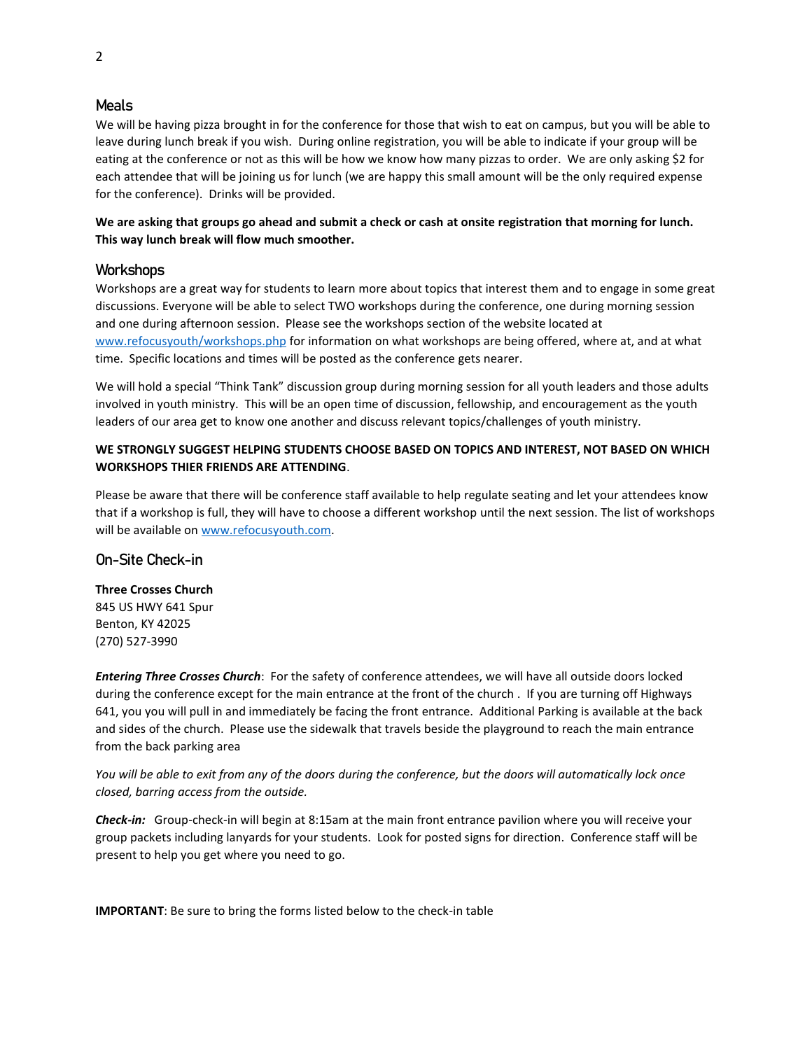## Meals

We will be having pizza brought in for the conference for those that wish to eat on campus, but you will be able to leave during lunch break if you wish. During online registration, you will be able to indicate if your group will be eating at the conference or not as this will be how we know how many pizzas to order. We are only asking $2 for each attendee that will be joining us for lunch (we are happy this small amount will be the only required expense for the conference). Drinks will be provided.

**We are asking that groups go ahead and submit a check or cash at onsite registration that morning for lunch. This way lunch break will flow much smoother.**

## Workshops

Workshops are a great way for students to learn more about topics that interest them and to engage in some great discussions. Everyone will be able to select TWO workshops during the conference, one during morning session and one during afternoon session. Please see the workshops section of the website located at [www.refocusyouth/workshops.php](www.refocusyouth/workshops.php) for information on what workshops are being offered, where at, and at what time. Specific locations and times will be posted as the conference gets nearer.

We will hold a special "Think Tank" discussion group during morning session for all youth leaders and those adults involved in youth ministry. This will be an open time of discussion, fellowship, and encouragement as the youth leaders of our area get to know one another and discuss relevant topics/challenges of youth ministry.

**WE STRONGLY SUGGEST HELPING STUDENTS CHOOSE BASED ON TOPICS AND INTEREST, NOT BASED ON WHICH WORKSHOPS THIER FRIENDS ARE ATTENDING**.

Please be aware that there will be conference staff available to help regulate seating and let your attendees know that if a workshop is full, they will have to choose a different workshop until the next session. The list of workshops will be available on [www.refocusyouth.com](www.refocusyouth.com).

## On-Site Check-in

**Three Crosses Church**
845 US HWY 641 Spur
Benton, KY 42025
(270) 527-3990

***Entering Three Crosses Church***: For the safety of conference attendees, we will have all outside doors locked during the conference except for the main entrance at the front of the church . If you are turning off Highways 641, you you will pull in and immediately be facing the front entrance. Additional Parking is available at the back and sides of the church. Please use the sidewalk that travels beside the playground to reach the main entrance from the back parking area

*You will be able to exit from any of the doors during the conference, but the doors will automatically lock once closed, barring access from the outside.*

***Check-in:*** Group-check-in will begin at 8:15am at the main front entrance pavilion where you will receive your group packets including lanyards for your students. Look for posted signs for direction. Conference staff will be present to help you get where you need to go.

**IMPORTANT**: Be sure to bring the forms listed below to the check-in table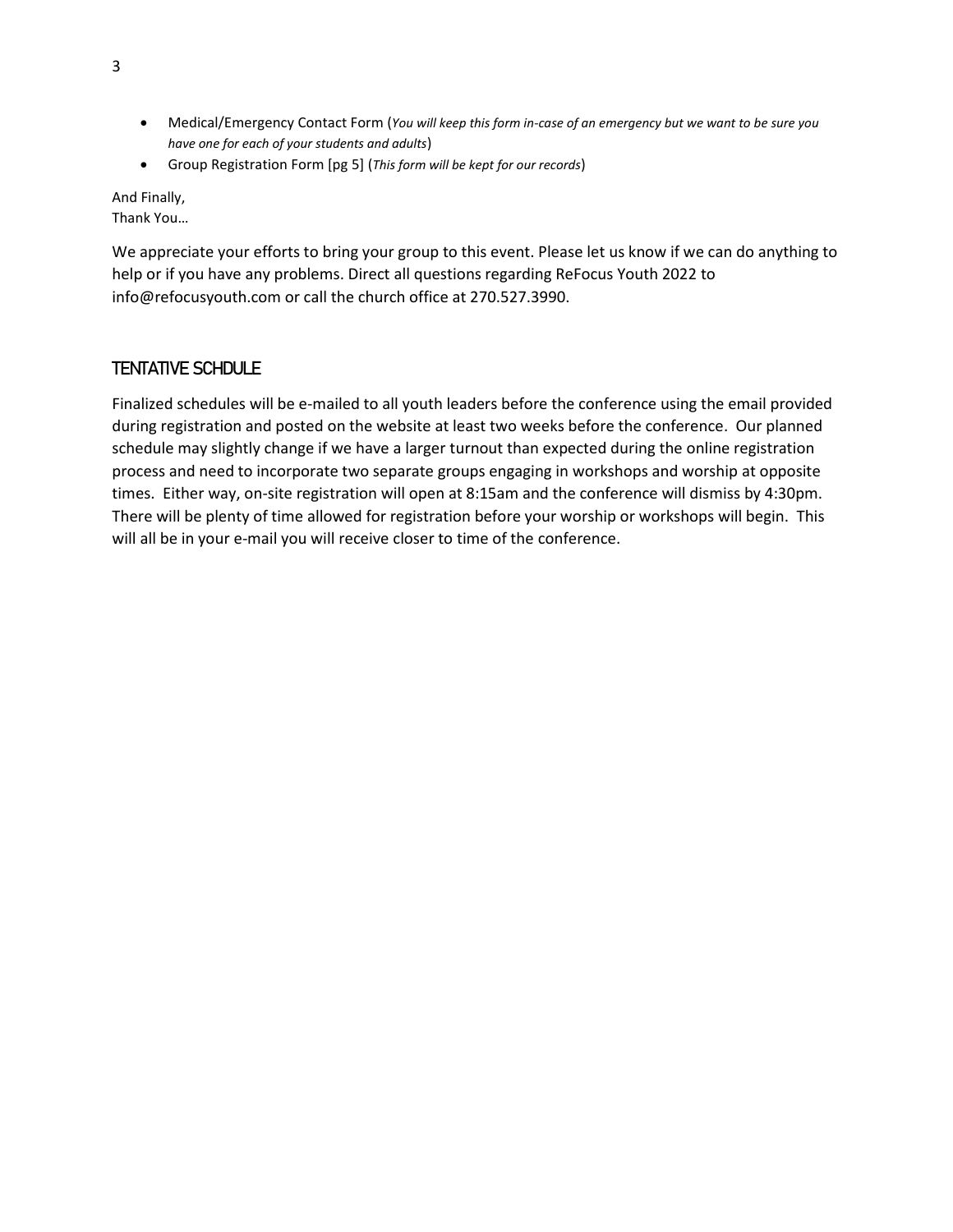- Medical/Emergency Contact Form (*You will keep this form in-case of an emergency but we want to be sure you have one for each of your students and adults*)
- Group Registration Form [pg 5] (*This form will be kept for our records*)

And Finally,
Thank You…

We appreciate your efforts to bring your group to this event. Please let us know if we can do anything to help or if you have any problems. Direct all questions regarding ReFocus Youth 2022 to info@refocusyouth.com or call the church office at 270.527.3990.

## TENTATIVE SCHDULE

Finalized schedules will be e-mailed to all youth leaders before the conference using the email provided during registration and posted on the website at least two weeks before the conference. Our planned schedule may slightly change if we have a larger turnout than expected during the online registration process and need to incorporate two separate groups engaging in workshops and worship at opposite times. Either way, on-site registration will open at 8:15am and the conference will dismiss by 4:30pm. There will be plenty of time allowed for registration before your worship or workshops will begin. This will all be in your e-mail you will receive closer to time of the conference.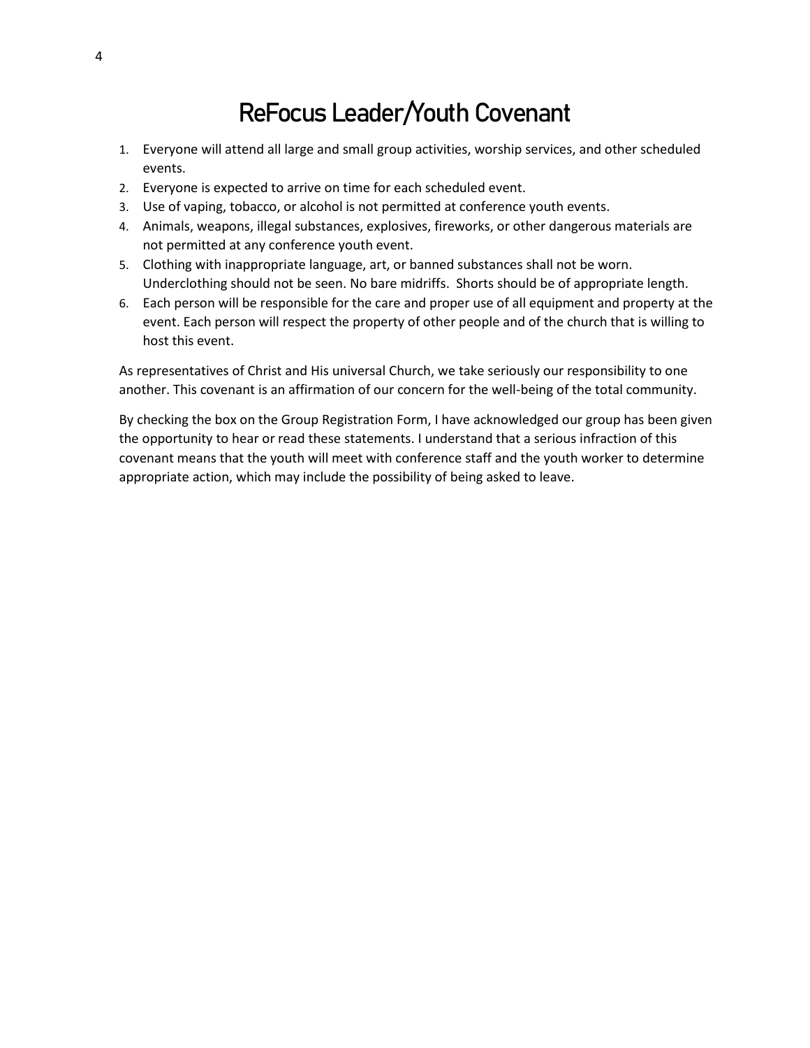# ReFocus Leader/Youth Covenant

1. Everyone will attend all large and small group activities, worship services, and other scheduled events.
2. Everyone is expected to arrive on time for each scheduled event.
3. Use of vaping, tobacco, or alcohol is not permitted at conference youth events.
4. Animals, weapons, illegal substances, explosives, fireworks, or other dangerous materials are not permitted at any conference youth event.
5. Clothing with inappropriate language, art, or banned substances shall not be worn. Underclothing should not be seen. No bare midriffs. Shorts should be of appropriate length.
6. Each person will be responsible for the care and proper use of all equipment and property at the event. Each person will respect the property of other people and of the church that is willing to host this event.

As representatives of Christ and His universal Church, we take seriously our responsibility to one another. This covenant is an affirmation of our concern for the well-being of the total community.

By checking the box on the Group Registration Form, I have acknowledged our group has been given the opportunity to hear or read these statements. I understand that a serious infraction of this covenant means that the youth will meet with conference staff and the youth worker to determine appropriate action, which may include the possibility of being asked to leave.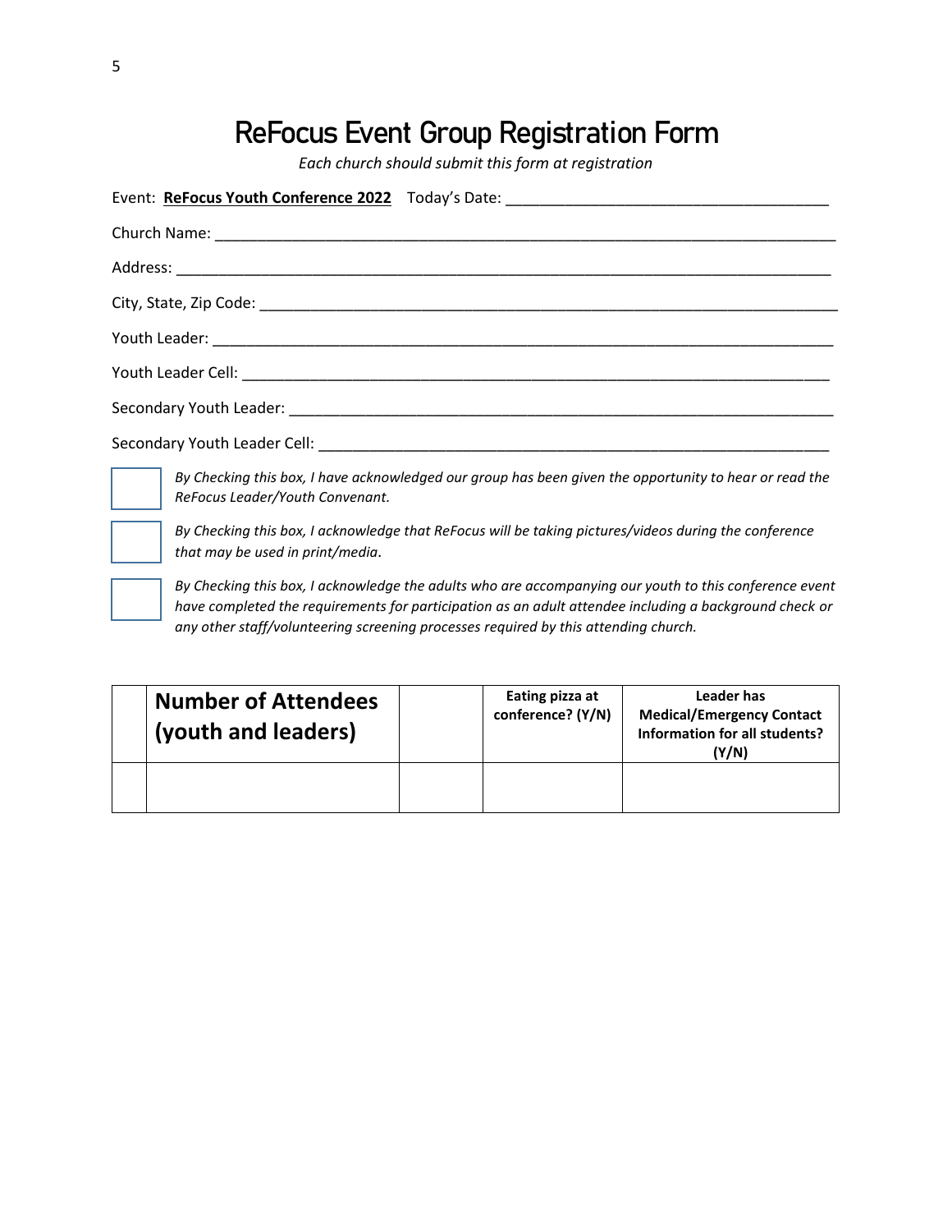# ReFocus Event Group Registration Form

*Each church should submit this form at registration*

Event: **ReFocus Youth Conference 2022** Today's Date: ______________________________

Church Name: ______________________________________________________________

Address: __________________________________________________________________

City, State, Zip Code: _______________________________________________________

Youth Leader: _____________________________________________________________

Youth Leader Cell: _________________________________________________________

Secondary Youth Leader: ____________________________________________________

Secondary Youth Leader Cell: ________________________________________________

☐ *By Checking this box, I have acknowledged our group has been given the opportunity to hear or read the ReFocus Leader/Youth Convenant.*

☐ *By Checking this box, I acknowledge that ReFocus will be taking pictures/videos during the conference that may be used in print/media.*

☐ *By Checking this box, I acknowledge the adults who are accompanying our youth to this conference event have completed the requirements for participation as an adult attendee including a background check or any other staff/volunteering screening processes required by this attending church.*

| | **Number of Attendees (youth and leaders)** | | **Eating pizza at conference? (Y/N)** | **Leader has Medical/Emergency Contact Information for all students? (Y/N)** |
|---|---|---|---|---|
| | | | | |